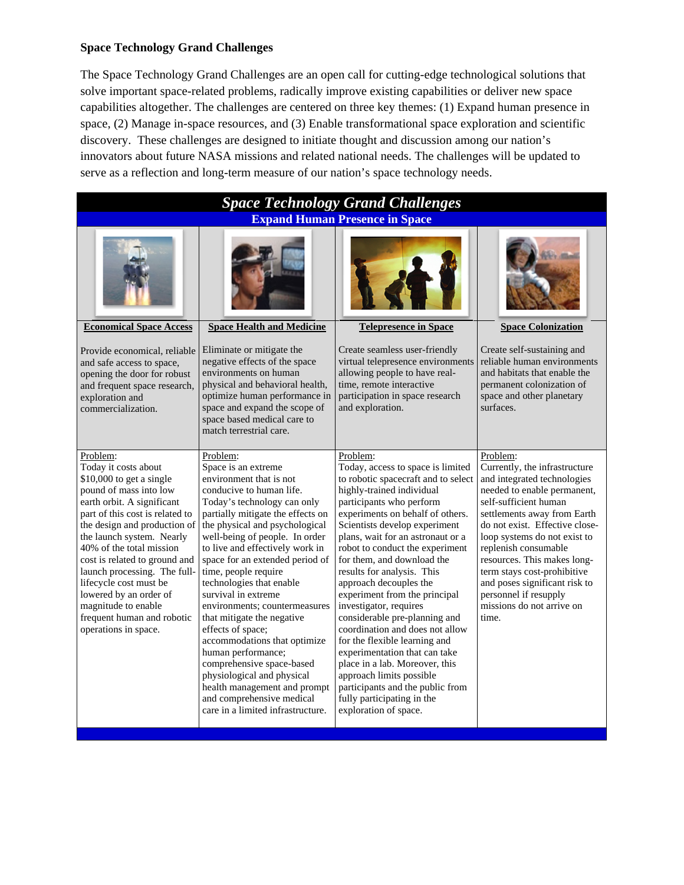**Space Technology Grand Challenges**

The Space Technology Grand Challenges are an open call for cutting-edge technological solutions that solve important space-related problems, radically improve existing capabilities or deliver new space capabilities altogether. The challenges are centered on three key themes: (1) Expand human presence in space, (2) Manage in-space resources, and (3) Enable transformational space exploration and scientific discovery. These challenges are designed to initiate thought and discussion among our nation's innovators about future NASA missions and related national needs. The challenges will be updated to serve as a reflection and long-term measure of our nation's space technology needs.

| ***Space Technology Grand Challenges*** | | | |
|---|---|---|---|
| **Expand Human Presence in Space** | | | |
| **Economical Space Access** | **Space Health and Medicine** | **Telepresence in Space** | **Space Colonization** |
| Provide economical, reliable and safe access to space, opening the door for robust and frequent space research, exploration and commercialization. | Eliminate or mitigate the negative effects of the space environments on human physical and behavioral health, optimize human performance in space and expand the scope of space based medical care to match terrestrial care. | Create seamless user-friendly virtual telepresence environments allowing people to have real-time, remote interactive participation in space research and exploration. | Create self-sustaining and reliable human environments and habitats that enable the permanent colonization of space and other planetary surfaces. |
| Problem: Today it costs about $10,000 to get a single pound of mass into low earth orbit. A significant part of this cost is related to the design and production of the launch system. Nearly 40% of the total mission cost is related to ground and launch processing. The full-lifecycle cost must be lowered by an order of magnitude to enable frequent human and robotic operations in space. | Problem: Space is an extreme environment that is not conducive to human life. Today's technology can only partially mitigate the effects on the physical and psychological well-being of people. In order to live and effectively work in space for an extended period of time, people require technologies that enable survival in extreme environments; countermeasures that mitigate the negative effects of space; accommodations that optimize human performance; comprehensive space-based physiological and physical health management and prompt and comprehensive medical care in a limited infrastructure. | Problem: Today, access to space is limited to robotic spacecraft and to select highly-trained individual participants who perform experiments on behalf of others. Scientists develop experiment plans, wait for an astronaut or a robot to conduct the experiment for them, and download the results for analysis. This approach decouples the experiment from the principal investigator, requires considerable pre-planning and coordination and does not allow for the flexible learning and experimentation that can take place in a lab. Moreover, this approach limits possible participants and the public from fully participating in the exploration of space. | Problem: Currently, the infrastructure and integrated technologies needed to enable permanent, self-sufficient human settlements away from Earth do not exist. Effective close-loop systems do not exist to replenish consumable resources. This makes long-term stays cost-prohibitive and poses significant risk to personnel if resupply missions do not arrive on time. |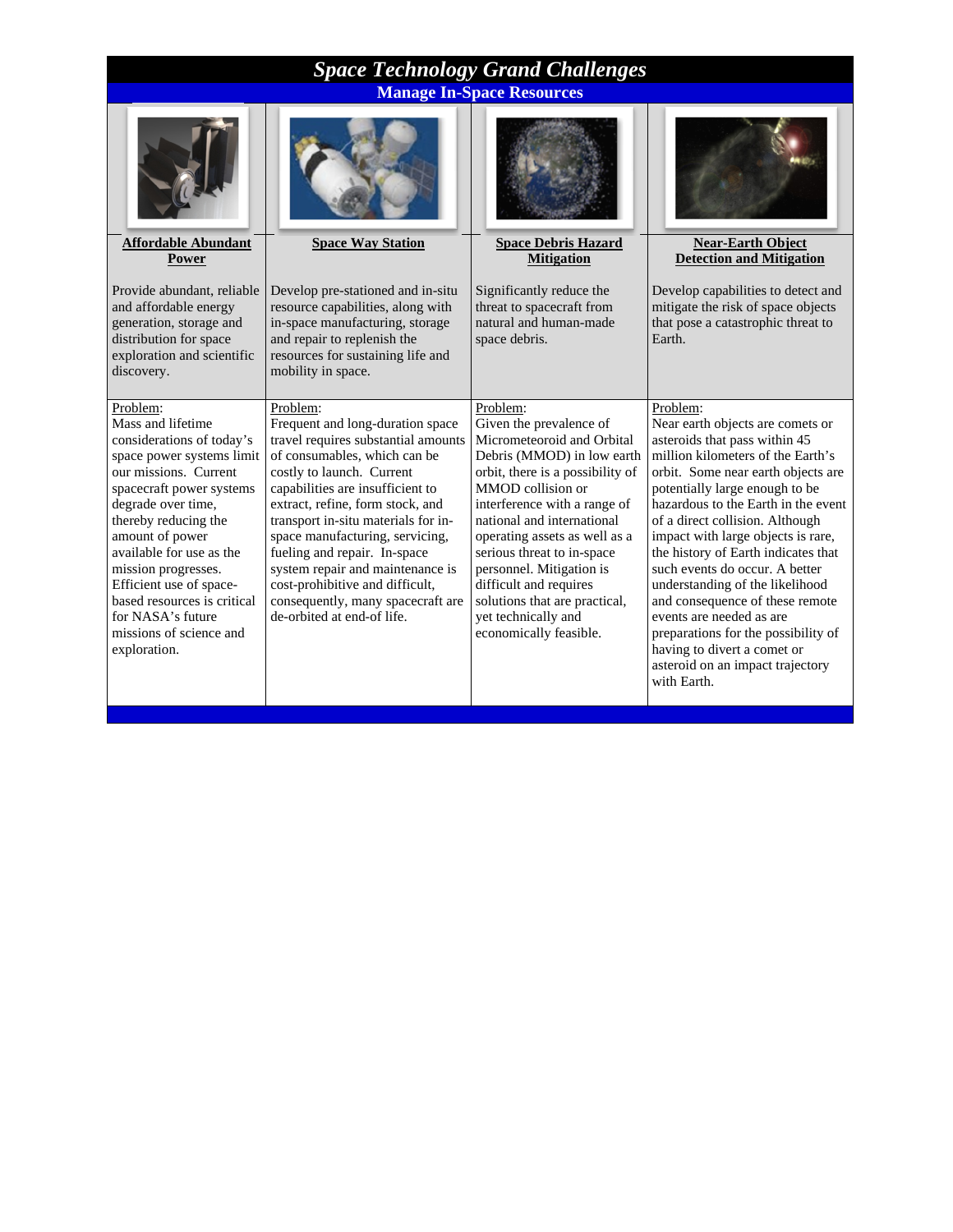# *Space Technology Grand Challenges*

## Manage In-Space Resources

| **Affordable Abundant Power** | **Space Way Station** | **Space Debris Hazard Mitigation** | **Near-Earth Object Detection and Mitigation** |
|---|---|---|---|
| Provide abundant, reliable and affordable energy generation, storage and distribution for space exploration and scientific discovery. | Develop pre-stationed and in-situ resource capabilities, along with in-space manufacturing, storage and repair to replenish the resources for sustaining life and mobility in space. | Significantly reduce the threat to spacecraft from natural and human-made space debris. | Develop capabilities to detect and mitigate the risk of space objects that pose a catastrophic threat to Earth. |
| Problem: Mass and lifetime considerations of today's space power systems limit our missions. Current spacecraft power systems degrade over time, thereby reducing the amount of power available for use as the mission progresses. Efficient use of space-based resources is critical for NASA's future missions of science and exploration. | Problem: Frequent and long-duration space travel requires substantial amounts of consumables, which can be costly to launch. Current capabilities are insufficient to extract, refine, form stock, and transport in-situ materials for in-space manufacturing, servicing, fueling and repair. In-space system repair and maintenance is cost-prohibitive and difficult, consequently, many spacecraft are de-orbited at end-of life. | Problem: Given the prevalence of Micrometeoroid and Orbital Debris (MMOD) in low earth orbit, there is a possibility of MMOD collision or interference with a range of national and international operating assets as well as a serious threat to in-space personnel. Mitigation is difficult and requires solutions that are practical, yet technically and economically feasible. | Problem: Near earth objects are comets or asteroids that pass within 45 million kilometers of the Earth's orbit. Some near earth objects are potentially large enough to be hazardous to the Earth in the event of a direct collision. Although impact with large objects is rare, the history of Earth indicates that such events do occur. A better understanding of the likelihood and consequence of these remote events are needed as are preparations for the possibility of having to divert a comet or asteroid on an impact trajectory with Earth. |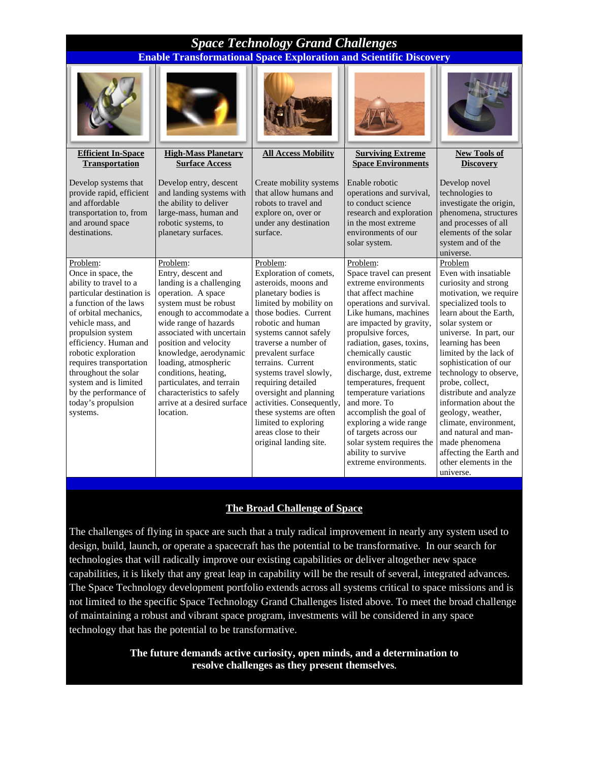# Space Technology Grand Challenges

## Enable Transformational Space Exploration and Scientific Discovery

| Efficient In-Space Transportation | High-Mass Planetary Surface Access | All Access Mobility | Surviving Extreme Space Environments | New Tools of Discovery |
|---|---|---|---|---|
| Develop systems that provide rapid, efficient and affordable transportation to, from and around space destinations. | Develop entry, descent and landing systems with the ability to deliver large-mass, human and robotic systems, to planetary surfaces. | Create mobility systems that allow humans and robots to travel and explore on, over or under any destination surface. | Enable robotic operations and survival, to conduct science research and exploration in the most extreme environments of our solar system. | Develop novel technologies to investigate the origin, phenomena, structures and processes of all elements of the solar system and of the universe. |
| Problem: Once in space, the ability to travel to a particular destination is a function of the laws of orbital mechanics, vehicle mass, and propulsion system efficiency. Human and robotic exploration requires transportation throughout the solar system and is limited by the performance of today's propulsion systems. | Problem: Entry, descent and landing is a challenging operation. A space system must be robust enough to accommodate a wide range of hazards associated with uncertain position and velocity knowledge, aerodynamic loading, atmospheric conditions, heating, particulates, and terrain characteristics to safely arrive at a desired surface location. | Problem: Exploration of comets, asteroids, moons and planetary bodies is limited by mobility on those bodies. Current robotic and human systems cannot safely traverse a number of prevalent surface terrains. Current systems travel slowly, requiring detailed oversight and planning activities. Consequently, these systems are often limited to exploring areas close to their original landing site. | Problem: Space travel can present extreme environments that affect machine operations and survival. Like humans, machines are impacted by gravity, propulsive forces, radiation, gases, toxins, chemically caustic environments, static discharge, dust, extreme temperatures, frequent temperature variations and more. To accomplish the goal of exploring a wide range of targets across our solar system requires the ability to survive extreme environments. | Problem Even with insatiable curiosity and strong motivation, we require specialized tools to learn about the Earth, solar system or universe. In part, our learning has been limited by the lack of sophistication of our technology to observe, probe, collect, distribute and analyze information about the geology, weather, climate, environment, and natural and man-made phenomena affecting the Earth and other elements in the universe. |

## The Broad Challenge of Space

The challenges of flying in space are such that a truly radical improvement in nearly any system used to design, build, launch, or operate a spacecraft has the potential to be transformative. In our search for technologies that will radically improve our existing capabilities or deliver altogether new space capabilities, it is likely that any great leap in capability will be the result of several, integrated advances. The Space Technology development portfolio extends across all systems critical to space missions and is not limited to the specific Space Technology Grand Challenges listed above. To meet the broad challenge of maintaining a robust and vibrant space program, investments will be considered in any space technology that has the potential to be transformative.

**The future demands active curiosity, open minds, and a determination to resolve challenges as they present themselves.**